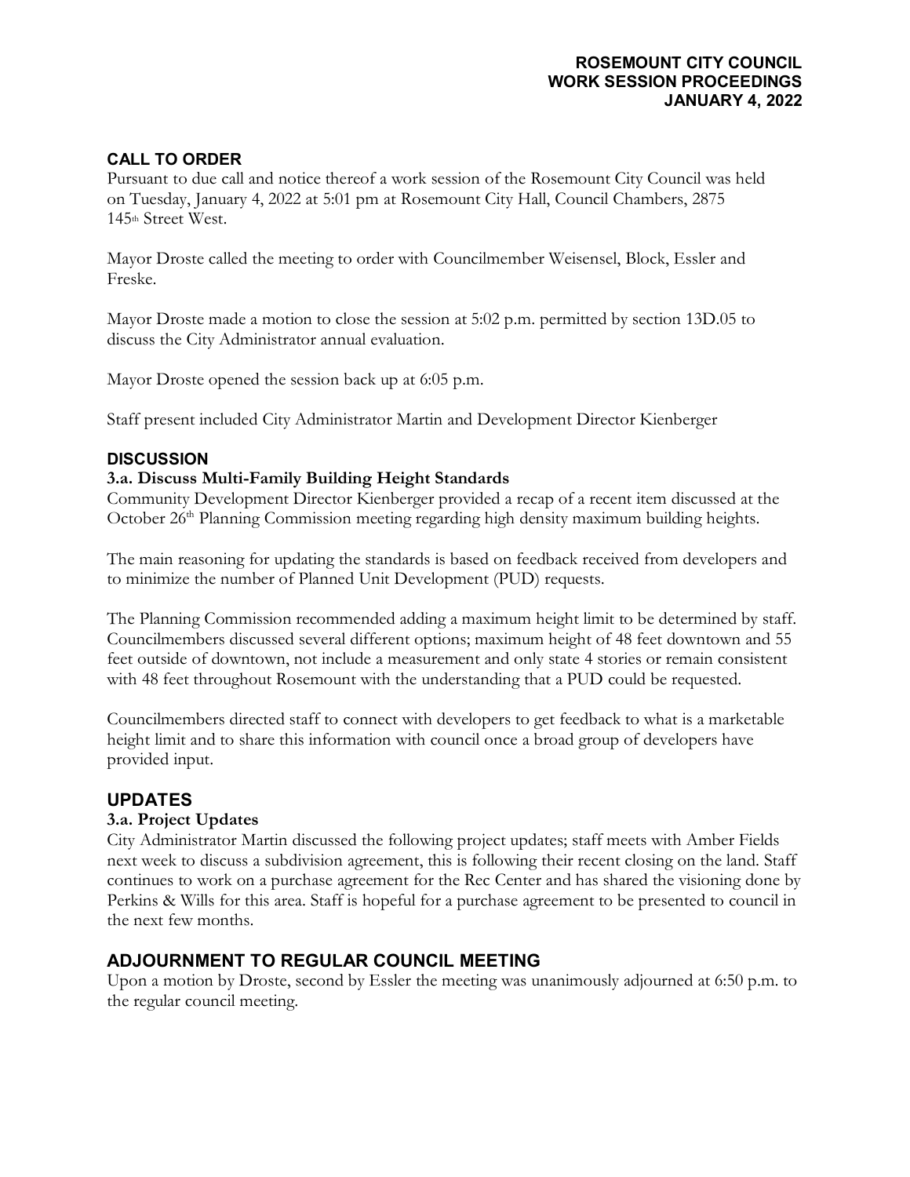**ROSEMOUNT CITY COUNCIL**
**WORK SESSION PROCEEDINGS**
**JANUARY 4, 2022**

## CALL TO ORDER

Pursuant to due call and notice thereof a work session of the Rosemount City Council was held on Tuesday, January 4, 2022 at 5:01 pm at Rosemount City Hall, Council Chambers, 2875 145th Street West.

Mayor Droste called the meeting to order with Councilmember Weisensel, Block, Essler and Freske.

Mayor Droste made a motion to close the session at 5:02 p.m. permitted by section 13D.05 to discuss the City Administrator annual evaluation.

Mayor Droste opened the session back up at 6:05 p.m.

Staff present included City Administrator Martin and Development Director Kienberger

## DISCUSSION

### 3.a. Discuss Multi-Family Building Height Standards

Community Development Director Kienberger provided a recap of a recent item discussed at the October 26th Planning Commission meeting regarding high density maximum building heights.

The main reasoning for updating the standards is based on feedback received from developers and to minimize the number of Planned Unit Development (PUD) requests.

The Planning Commission recommended adding a maximum height limit to be determined by staff. Councilmembers discussed several different options; maximum height of 48 feet downtown and 55 feet outside of downtown, not include a measurement and only state 4 stories or remain consistent with 48 feet throughout Rosemount with the understanding that a PUD could be requested.

Councilmembers directed staff to connect with developers to get feedback to what is a marketable height limit and to share this information with council once a broad group of developers have provided input.

## UPDATES

### 3.a. Project Updates

City Administrator Martin discussed the following project updates; staff meets with Amber Fields next week to discuss a subdivision agreement, this is following their recent closing on the land. Staff continues to work on a purchase agreement for the Rec Center and has shared the visioning done by Perkins & Wills for this area. Staff is hopeful for a purchase agreement to be presented to council in the next few months.

## ADJOURNMENT TO REGULAR COUNCIL MEETING

Upon a motion by Droste, second by Essler the meeting was unanimously adjourned at 6:50 p.m. to the regular council meeting.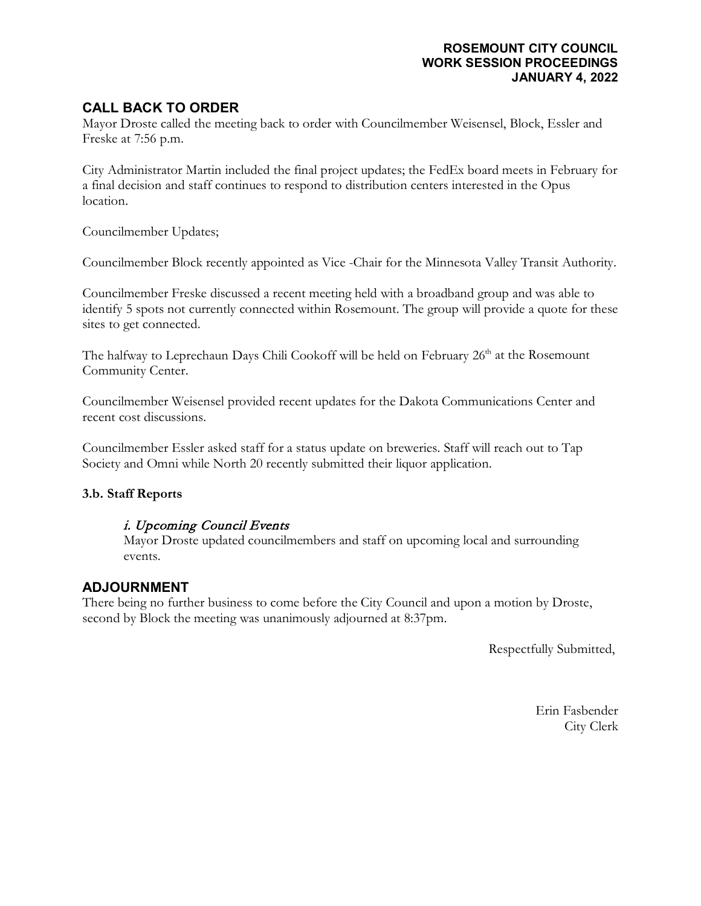**ROSEMOUNT CITY COUNCIL**
**WORK SESSION PROCEEDINGS**
**JANUARY 4, 2022**

## CALL BACK TO ORDER

Mayor Droste called the meeting back to order with Councilmember Weisensel, Block, Essler and Freske at 7:56 p.m.

City Administrator Martin included the final project updates; the FedEx board meets in February for a final decision and staff continues to respond to distribution centers interested in the Opus location.

Councilmember Updates;

Councilmember Block recently appointed as Vice -Chair for the Minnesota Valley Transit Authority.

Councilmember Freske discussed a recent meeting held with a broadband group and was able to identify 5 spots not currently connected within Rosemount. The group will provide a quote for these sites to get connected.

The halfway to Leprechaun Days Chili Cookoff will be held on February 26th at the Rosemount Community Center.

Councilmember Weisensel provided recent updates for the Dakota Communications Center and recent cost discussions.

Councilmember Essler asked staff for a status update on breweries. Staff will reach out to Tap Society and Omni while North 20 recently submitted their liquor application.

**3.b. Staff Reports**

*i. Upcoming Council Events*

Mayor Droste updated councilmembers and staff on upcoming local and surrounding events.

## ADJOURNMENT

There being no further business to come before the City Council and upon a motion by Droste, second by Block the meeting was unanimously adjourned at 8:37pm.

Respectfully Submitted,

Erin Fasbender
City Clerk